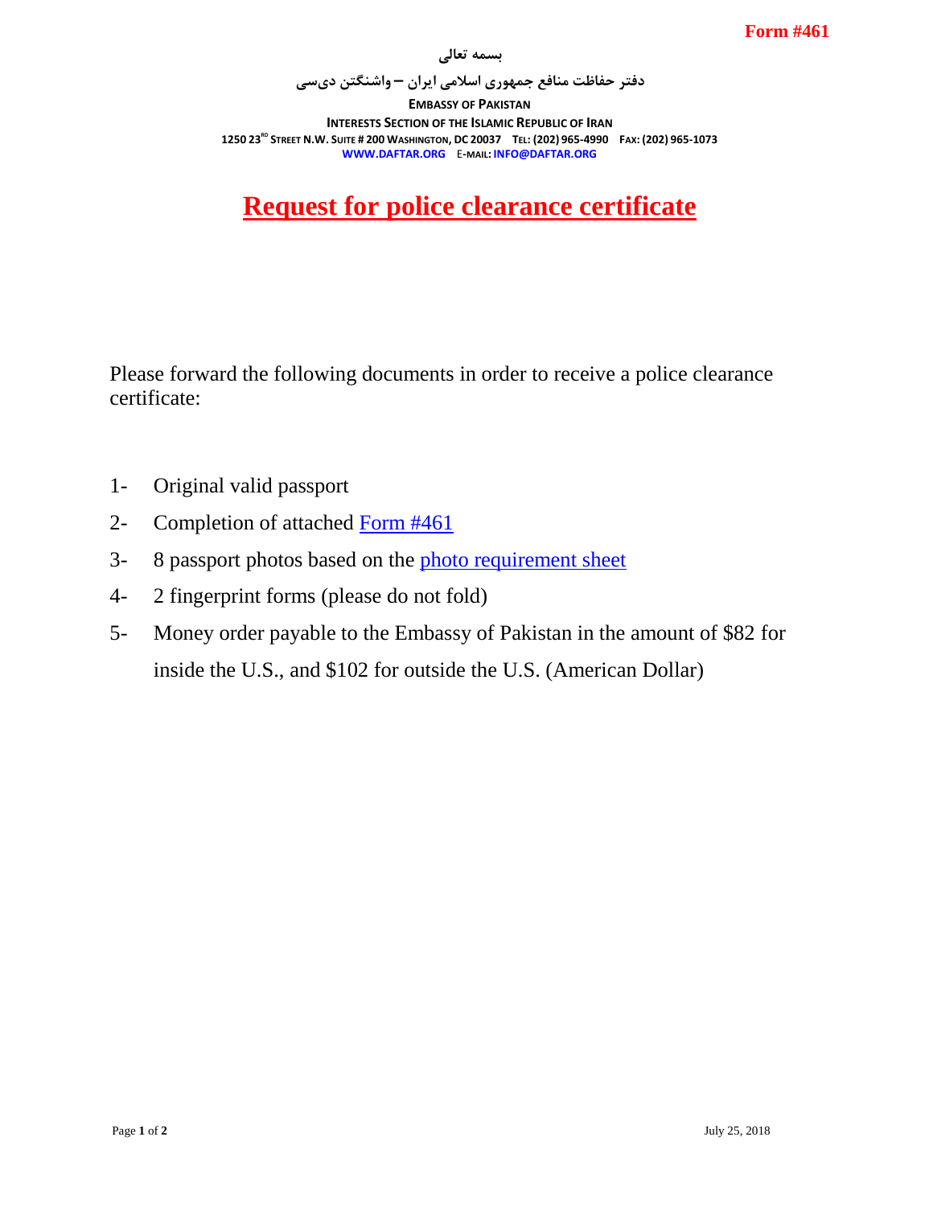**Form #461**

بسمه تعالی

دفتر حفاظت منافع جمهوری اسلامی ایران – واشنگتن دی‌سی

**EMBASSY OF PAKISTAN**

**INTERESTS SECTION OF THE ISLAMIC REPUBLIC OF IRAN**

**1250 23RD STREET N.W. SUITE # 200 WASHINGTON, DC 20037 TEL: (202) 965-4990 FAX: (202) 965-1073**

**WWW.DAFTAR.ORG E-MAIL: INFO@DAFTAR.ORG**

# Request for police clearance certificate

Please forward the following documents in order to receive a police clearance certificate:

1- Original valid passport

2- Completion of attached Form #461

3- 8 passport photos based on the photo requirement sheet

4- 2 fingerprint forms (please do not fold)

5- Money order payable to the Embassy of Pakistan in the amount of $82 for inside the U.S., and $102 for outside the U.S. (American Dollar)

July 25, 2018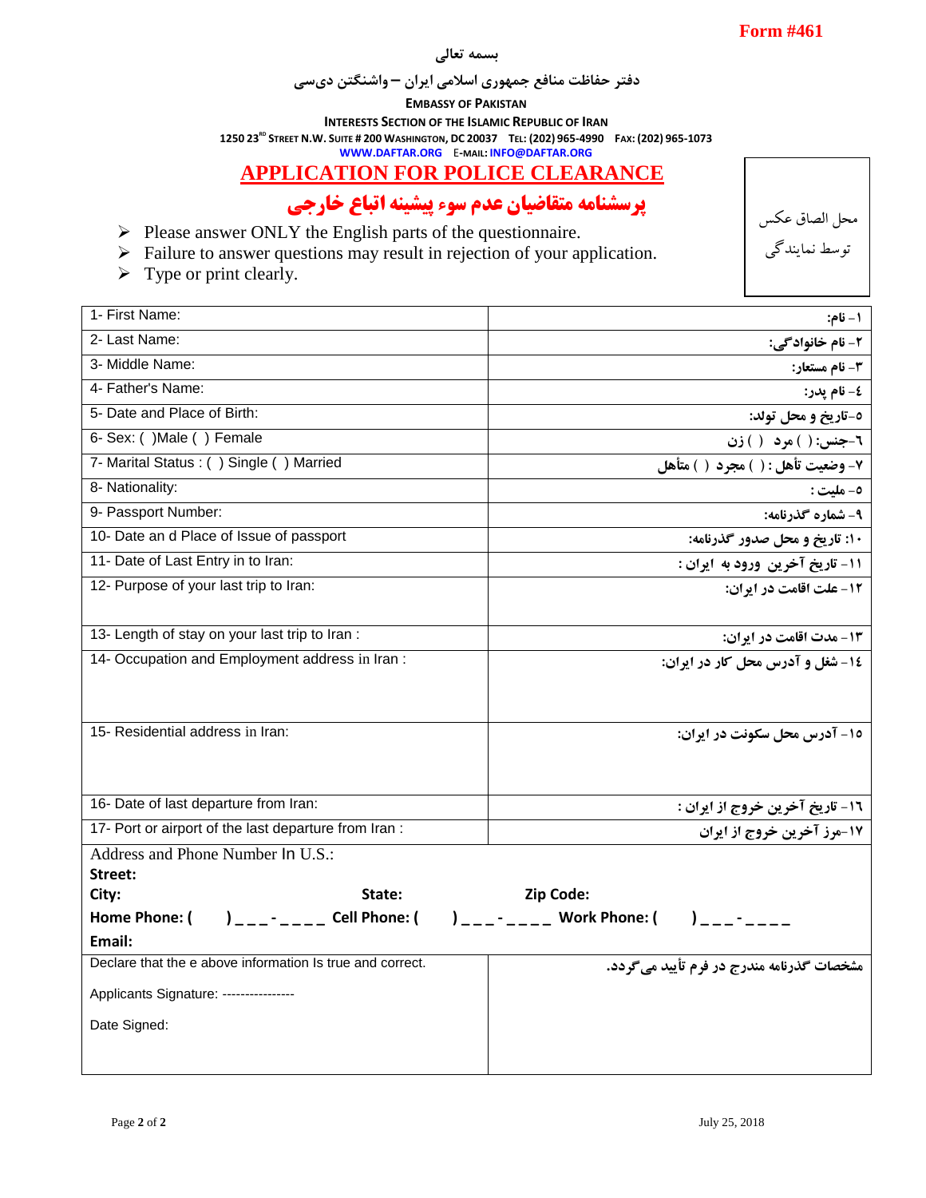Form #461

بسمه تعالی

دفتر حفاظت منافع جمهوری اسلامی ایران – واشنگتن دی‌سی

**EMBASSY OF PAKISTAN**

**INTERESTS SECTION OF THE ISLAMIC REPUBLIC OF IRAN**

**1250 23RD STREET N.W. SUITE # 200 WASHINGTON, DC 20037 TEL: (202) 965-4990 FAX: (202) 965-1073**

**WWW.DAFTAR.ORG E-MAIL: INFO@DAFTAR.ORG**

# APPLICATION FOR POLICE CLEARANCE

# پرسشنامه متقاضیان عدم سوء پیشینه اتباع خارجی

محل الصاق عکس توسط نمایندگی

- Please answer ONLY the English parts of the questionnaire.
- Failure to answer questions may result in rejection of your application.
- Type or print clearly.

| | |
|---|---|
| 1- First Name: | ۱- نام: |
| 2- Last Name: | ۲- نام خانوادگی: |
| 3- Middle Name: | ۳- نام مستعار: |
| 4- Father's Name: | ٤- نام پدر: |
| 5- Date and Place of Birth: | ٥-تاریخ و محل تولد: |
| 6- Sex: ( )Male ( ) Female | ٦-جنس: ( ) مرد ( ) زن |
| 7- Marital Status : ( ) Single ( ) Married | ٧- وضعیت تأهل : ( ) مجرد ( ) متأهل |
| 8- Nationality: | ٥- ملیت : |
| 9- Passport Number: | ٩- شماره گذرنامه: |
| 10- Date an d Place of Issue of passport | ۱۰: تاریخ و محل صدور گذرنامه: |
| 11- Date of Last Entry in to Iran: | ۱۱- تاریخ آخرین ورود به ایران : |
| 12- Purpose of your last trip to Iran: | ۱۲- علت اقامت در ایران: |
| 13- Length of stay on your last trip to Iran : | ۱۳- مدت اقامت در ایران: |
| 14- Occupation and Employment address in Iran : | ١٤- شغل و آدرس محل کار در ایران: |
| 15- Residential address in Iran: | ۱٥- آدرس محل سکونت در ایران: |
| 16- Date of last departure from Iran: | ١٦- تاریخ آخرین خروج از ایران : |
| 17- Port or airport of the last departure from Iran : | ۱۷-مرز آخرین خروج از ایران |

Address and Phone Number In U.S.:

**Street:**

**City:** **State:** **Zip Code:**

**Home Phone: ( ) _ _ _ - _ _ _ _ Cell Phone: ( ) _ _ _ - _ _ _ _ Work Phone: ( ) _ _ _ - _ _ _ _**

**Email:**

| | |
|---|---|
| Declare that the e above information Is true and correct.<br><br>Applicants Signature: ----------------<br><br>Date Signed: | مشخصات گذرنامه مندرج در فرم تأیید می‌گردد. |

July 25, 2018